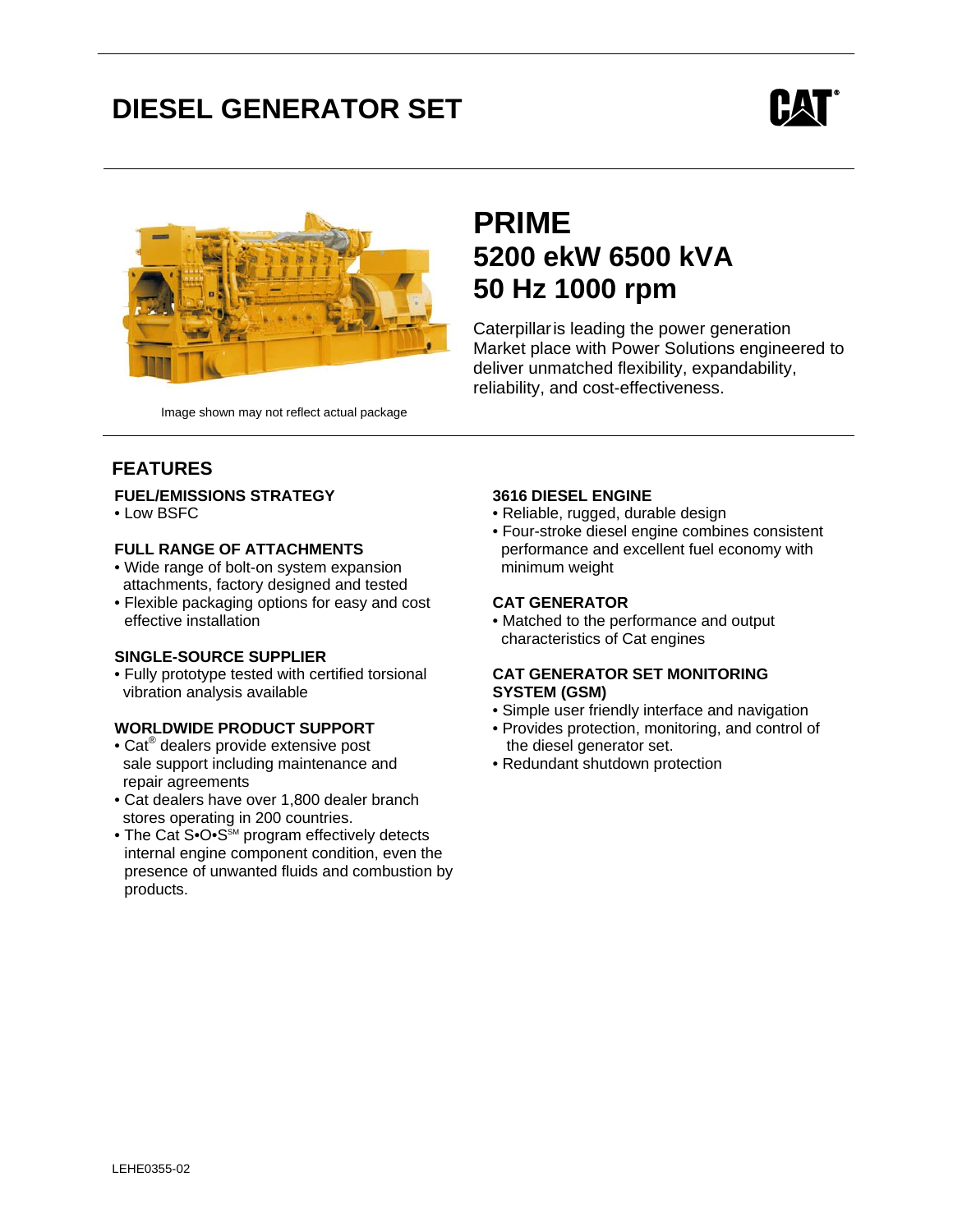# DIESEL GENERATOR SET

Image shown may not reflect actual package

## PRIME
## 5200 ekW 6500 kVA
## 50 Hz 1000 rpm

Caterpillar is leading the power generation Market place with Power Solutions engineered to deliver unmatched flexibility, expandability, reliability, and cost-effectiveness.

## FEATURES

### FUEL/EMISSIONS STRATEGY

- Low BSFC

### FULL RANGE OF ATTACHMENTS

- Wide range of bolt-on system expansion attachments, factory designed and tested
- Flexible packaging options for easy and cost effective installation

### SINGLE-SOURCE SUPPLIER

- Fully prototype tested with certified torsional vibration analysis available

### WORLDWIDE PRODUCT SUPPORT

- Cat® dealers provide extensive post sale support including maintenance and repair agreements
- Cat dealers have over 1,800 dealer branch stores operating in 200 countries.
- The Cat S•O•S℠ program effectively detects internal engine component condition, even the presence of unwanted fluids and combustion by products.

### 3616 DIESEL ENGINE

- Reliable, rugged, durable design
- Four-stroke diesel engine combines consistent performance and excellent fuel economy with minimum weight

### CAT GENERATOR

- Matched to the performance and output characteristics of Cat engines

### CAT GENERATOR SET MONITORING SYSTEM (GSM)

- Simple user friendly interface and navigation
- Provides protection, monitoring, and control of the diesel generator set.
- Redundant shutdown protection

LEHE0355-02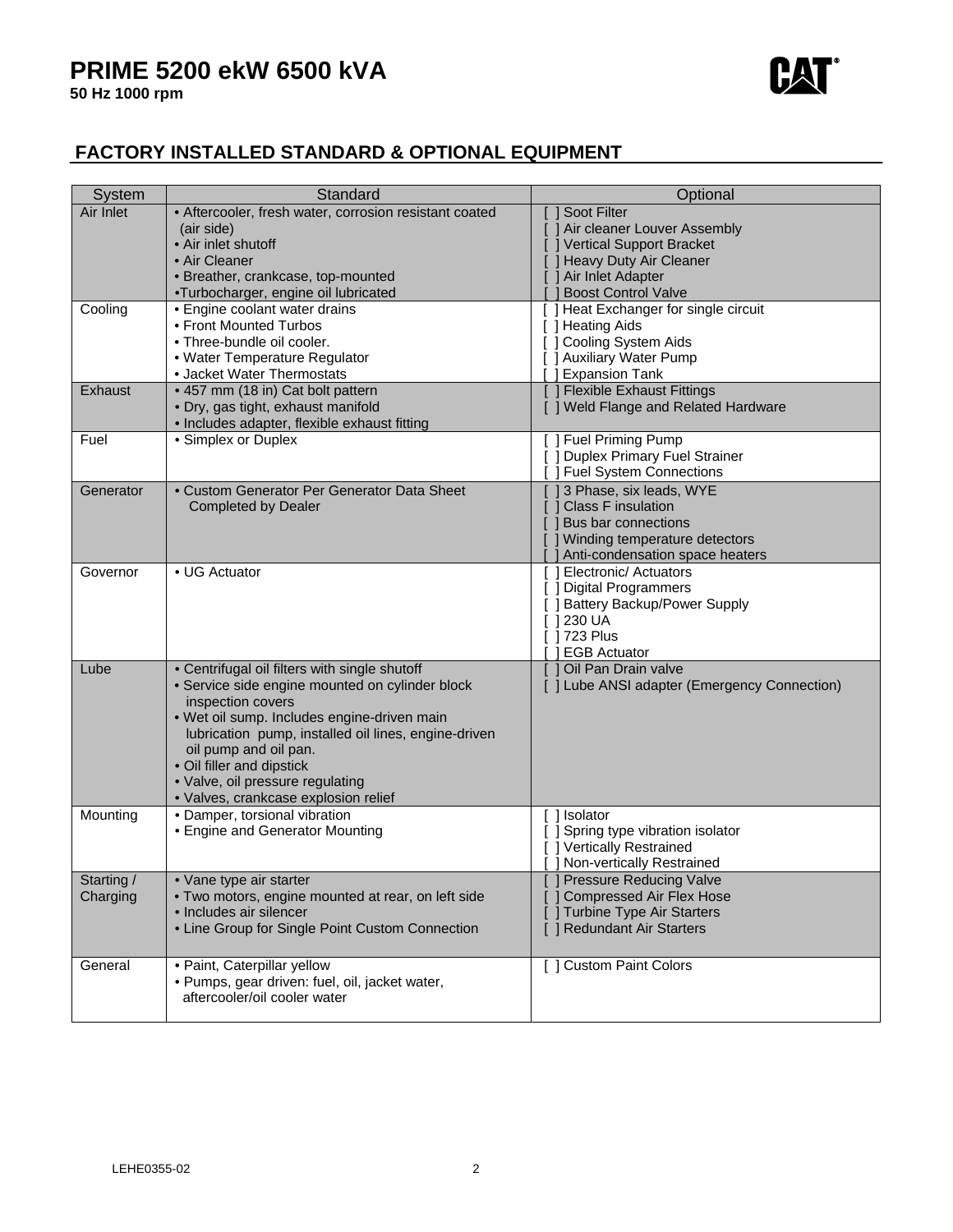# PRIME 5200 ekW 6500 kVA

**50 Hz 1000 rpm**

## FACTORY INSTALLED STANDARD & OPTIONAL EQUIPMENT

| System | Standard | Optional |
|---|---|---|
| Air Inlet | • Aftercooler, fresh water, corrosion resistant coated (air side)<br>• Air inlet shutoff<br>• Air Cleaner<br>• Breather, crankcase, top-mounted<br>•Turbocharger, engine oil lubricated | [ ] Soot Filter<br>[ ] Air cleaner Louver Assembly<br>[ ] Vertical Support Bracket<br>[ ] Heavy Duty Air Cleaner<br>[ ] Air Inlet Adapter<br>[ ] Boost Control Valve |
| Cooling | • Engine coolant water drains<br>• Front Mounted Turbos<br>• Three-bundle oil cooler.<br>• Water Temperature Regulator<br>• Jacket Water Thermostats | [ ] Heat Exchanger for single circuit<br>[ ] Heating Aids<br>[ ] Cooling System Aids<br>[ ] Auxiliary Water Pump<br>[ ] Expansion Tank |
| Exhaust | • 457 mm (18 in) Cat bolt pattern<br>• Dry, gas tight, exhaust manifold<br>• Includes adapter, flexible exhaust fitting | [ ] Flexible Exhaust Fittings<br>[ ] Weld Flange and Related Hardware |
| Fuel | • Simplex or Duplex | [ ] Fuel Priming Pump<br>[ ] Duplex Primary Fuel Strainer<br>[ ] Fuel System Connections |
| Generator | • Custom Generator Per Generator Data Sheet Completed by Dealer | [ ] 3 Phase, six leads, WYE<br>[ ] Class F insulation<br>[ ] Bus bar connections<br>[ ] Winding temperature detectors<br>[ ] Anti-condensation space heaters |
| Governor | • UG Actuator | [ ] Electronic/ Actuators<br>[ ] Digital Programmers<br>[ ] Battery Backup/Power Supply<br>[ ] 230 UA<br>[ ] 723 Plus<br>[ ] EGB Actuator |
| Lube | • Centrifugal oil filters with single shutoff<br>• Service side engine mounted on cylinder block inspection covers<br>• Wet oil sump. Includes engine-driven main lubrication pump, installed oil lines, engine-driven oil pump and oil pan.<br>• Oil filler and dipstick<br>• Valve, oil pressure regulating<br>• Valves, crankcase explosion relief | [ ] Oil Pan Drain valve<br>[ ] Lube ANSI adapter (Emergency Connection) |
| Mounting | • Damper, torsional vibration<br>• Engine and Generator Mounting | [ ] Isolator<br>[ ] Spring type vibration isolator<br>[ ] Vertically Restrained<br>[ ] Non-vertically Restrained |
| Starting / Charging | • Vane type air starter<br>• Two motors, engine mounted at rear, on left side<br>• Includes air silencer<br>• Line Group for Single Point Custom Connection | [ ] Pressure Reducing Valve<br>[ ] Compressed Air Flex Hose<br>[ ] Turbine Type Air Starters<br>[ ] Redundant Air Starters |
| General | • Paint, Caterpillar yellow<br>• Pumps, gear driven: fuel, oil, jacket water, aftercooler/oil cooler water | [ ] Custom Paint Colors |

LEHE0355-02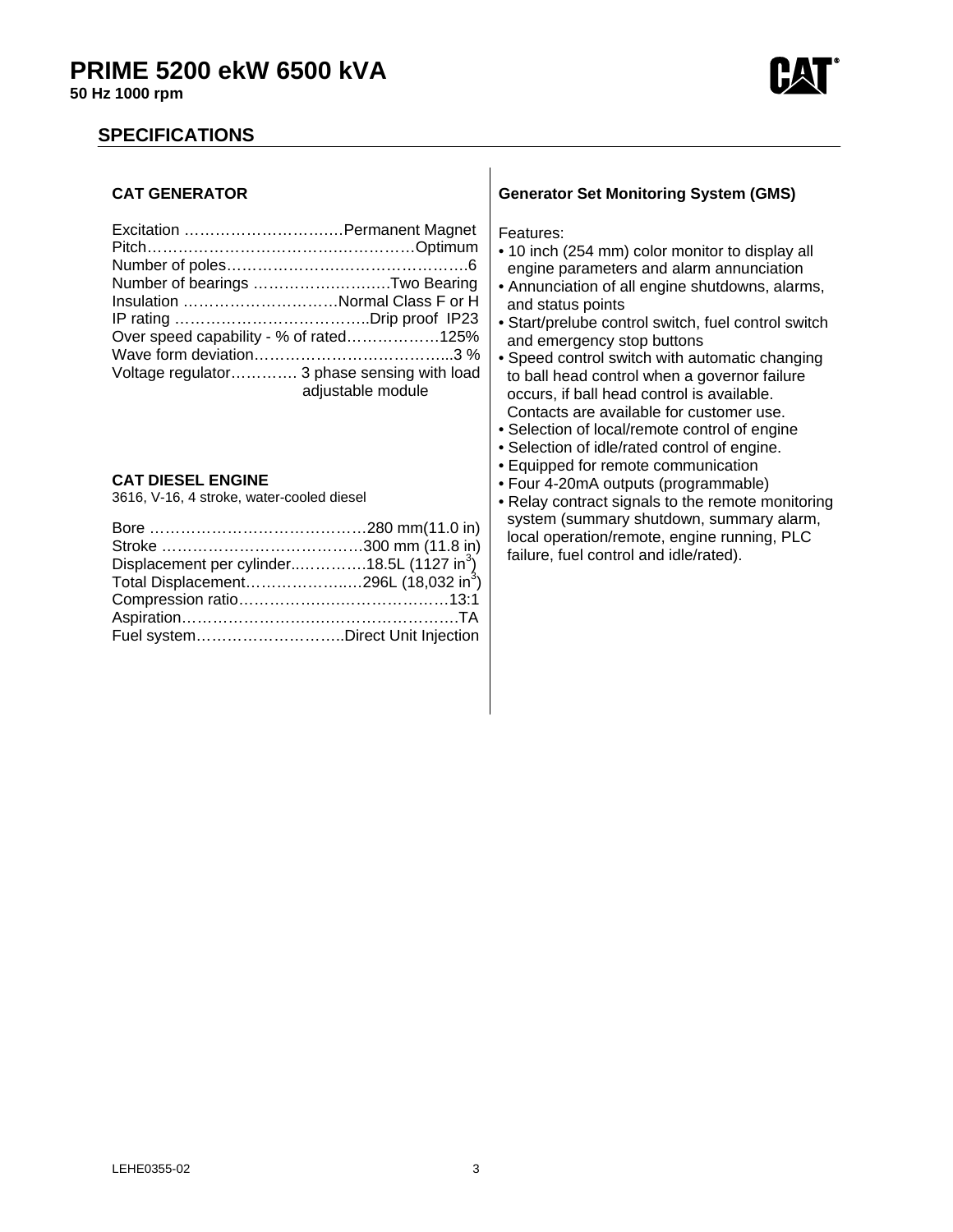# PRIME 5200 ekW 6500 kVA

**50 Hz 1000 rpm**

## SPECIFICATIONS

### CAT GENERATOR

| | |
|---|---|
| Excitation | Permanent Magnet |
| Pitch | Optimum |
| Number of poles | 6 |
| Number of bearings | Two Bearing |
| Insulation | Normal Class F or H |
| IP rating | Drip proof IP23 |
| Over speed capability - % of rated | 125% |
| Wave form deviation | 3 % |
| Voltage regulator | 3 phase sensing with load adjustable module |

### CAT DIESEL ENGINE

3616, V-16, 4 stroke, water-cooled diesel

| | |
|---|---|
| Bore | 280 mm(11.0 in) |
| Stroke | 300 mm (11.8 in) |
| Displacement per cylinder | 18.5L (1127 $in^3$) |
| Total Displacement | 296L (18,032 $in^3$) |
| Compression ratio | 13:1 |
| Aspiration | TA |
| Fuel system | Direct Unit Injection |

### Generator Set Monitoring System (GMS)

Features:

- 10 inch (254 mm) color monitor to display all engine parameters and alarm annunciation
- Annunciation of all engine shutdowns, alarms, and status points
- Start/prelube control switch, fuel control switch and emergency stop buttons
- Speed control switch with automatic changing to ball head control when a governor failure occurs, if ball head control is available. Contacts are available for customer use.
- Selection of local/remote control of engine
- Selection of idle/rated control of engine.
- Equipped for remote communication
- Four 4-20mA outputs (programmable)
- Relay contract signals to the remote monitoring system (summary shutdown, summary alarm, local operation/remote, engine running, PLC failure, fuel control and idle/rated).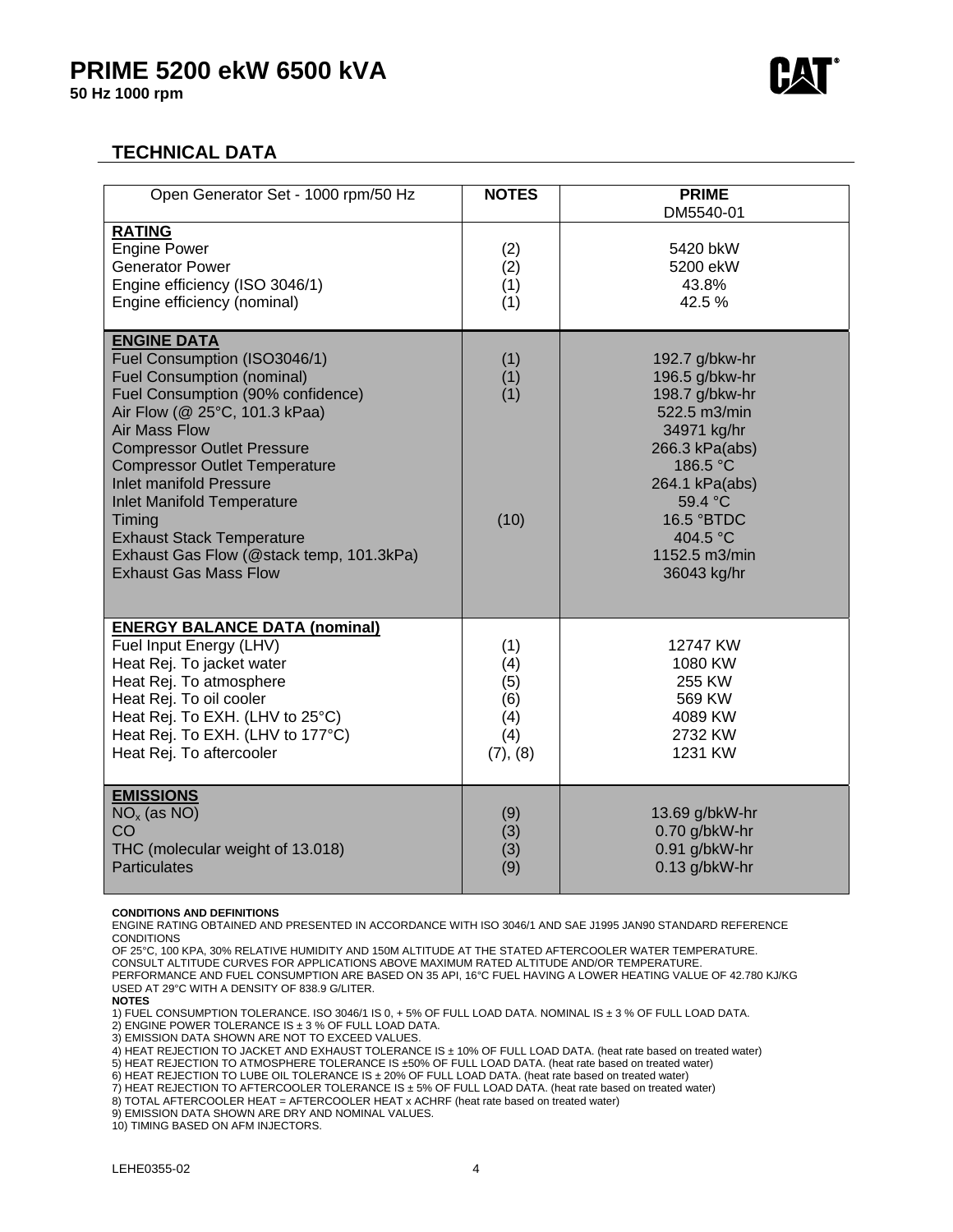# PRIME 5200 ekW 6500 kVA

**50 Hz 1000 rpm**

## TECHNICAL DATA

| Open Generator Set - 1000 rpm/50 Hz | NOTES | PRIME DM5540-01 |
|---|---|---|
| **RATING** | | |
| Engine Power | (2) | 5420 bkW |
| Generator Power | (2) | 5200 ekW |
| Engine efficiency (ISO 3046/1) | (1) | 43.8% |
| Engine efficiency (nominal) | (1) | 42.5 % |
| **ENGINE DATA** | | |
| Fuel Consumption (ISO3046/1) | (1) | 192.7 g/bkw-hr |
| Fuel Consumption (nominal) | (1) | 196.5 g/bkw-hr |
| Fuel Consumption (90% confidence) | (1) | 198.7 g/bkw-hr |
| Air Flow (@ 25°C, 101.3 kPaa) | | 522.5 m3/min |
| Air Mass Flow | | 34971 kg/hr |
| Compressor Outlet Pressure | | 266.3 kPa(abs) |
| Compressor Outlet Temperature | | 186.5 °C |
| Inlet manifold Pressure | | 264.1 kPa(abs) |
| Inlet Manifold Temperature | | 59.4 °C |
| Timing | (10) | 16.5 °BTDC |
| Exhaust Stack Temperature | | 404.5 °C |
| Exhaust Gas Flow (@stack temp, 101.3kPa) | | 1152.5 m3/min |
| Exhaust Gas Mass Flow | | 36043 kg/hr |
| **ENERGY BALANCE DATA (nominal)** | | |
| Fuel Input Energy (LHV) | (1) | 12747 KW |
| Heat Rej. To jacket water | (4) | 1080 KW |
| Heat Rej. To atmosphere | (5) | 255 KW |
| Heat Rej. To oil cooler | (6) | 569 KW |
| Heat Rej. To EXH. (LHV to 25°C) | (4) | 4089 KW |
| Heat Rej. To EXH. (LHV to 177°C) | (4) | 2732 KW |
| Heat Rej. To aftercooler | (7), (8) | 1231 KW |
| **EMISSIONS** | | |
| $NO_x$ (as NO) | (9) | 13.69 g/bkW-hr |
| CO | (3) | 0.70 g/bkW-hr |
| THC (molecular weight of 13.018) | (3) | 0.91 g/bkW-hr |
| Particulates | (9) | 0.13 g/bkW-hr |

**CONDITIONS AND DEFINITIONS**

ENGINE RATING OBTAINED AND PRESENTED IN ACCORDANCE WITH ISO 3046/1 AND SAE J1995 JAN90 STANDARD REFERENCE CONDITIONS
OF 25°C, 100 KPA, 30% RELATIVE HUMIDITY AND 150M ALTITUDE AT THE STATED AFTERCOOLER WATER TEMPERATURE.
CONSULT ALTITUDE CURVES FOR APPLICATIONS ABOVE MAXIMUM RATED ALTITUDE AND/OR TEMPERATURE.
PERFORMANCE AND FUEL CONSUMPTION ARE BASED ON 35 API, 16°C FUEL HAVING A LOWER HEATING VALUE OF 42.780 KJ/KG USED AT 29°C WITH A DENSITY OF 838.9 G/LITER.

**NOTES**

1) FUEL CONSUMPTION TOLERANCE. ISO 3046/1 IS 0, + 5% OF FULL LOAD DATA. NOMINAL IS ± 3 % OF FULL LOAD DATA.
2) ENGINE POWER TOLERANCE IS ± 3 % OF FULL LOAD DATA.
3) EMISSION DATA SHOWN ARE NOT TO EXCEED VALUES.
4) HEAT REJECTION TO JACKET AND EXHAUST TOLERANCE IS ± 10% OF FULL LOAD DATA. (heat rate based on treated water)
5) HEAT REJECTION TO ATMOSPHERE TOLERANCE IS ±50% OF FULL LOAD DATA. (heat rate based on treated water)
6) HEAT REJECTION TO LUBE OIL TOLERANCE IS ± 20% OF FULL LOAD DATA. (heat rate based on treated water)
7) HEAT REJECTION TO AFTERCOOLER TOLERANCE IS ± 5% OF FULL LOAD DATA. (heat rate based on treated water)
8) TOTAL AFTERCOOLER HEAT = AFTERCOOLER HEAT x ACHRF (heat rate based on treated water)
9) EMISSION DATA SHOWN ARE DRY AND NOMINAL VALUES.
10) TIMING BASED ON AFM INJECTORS.

LEHE0355-02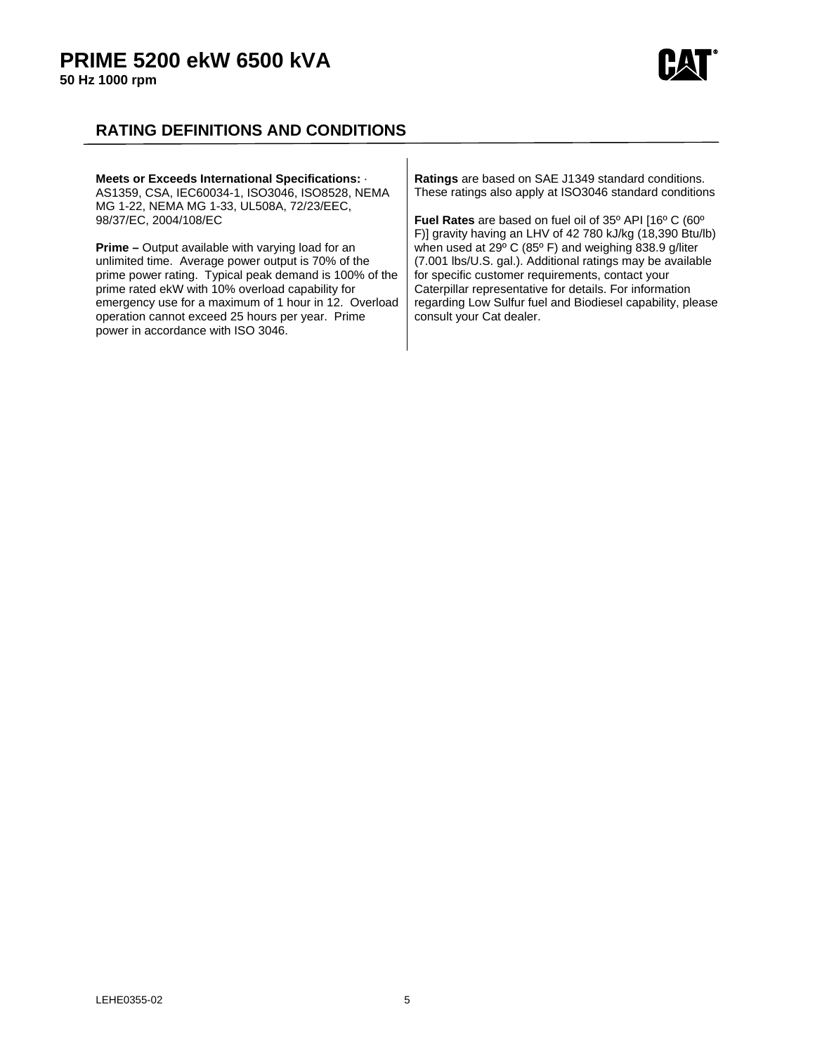## RATING DEFINITIONS AND CONDITIONS

**Meets or Exceeds International Specifications:** · AS1359, CSA, IEC60034-1, ISO3046, ISO8528, NEMA MG 1-22, NEMA MG 1-33, UL508A, 72/23/EEC, 98/37/EC, 2004/108/EC

**Prime –** Output available with varying load for an unlimited time. Average power output is 70% of the prime power rating. Typical peak demand is 100% of the prime rated ekW with 10% overload capability for emergency use for a maximum of 1 hour in 12. Overload operation cannot exceed 25 hours per year. Prime power in accordance with ISO 3046.

**Ratings** are based on SAE J1349 standard conditions. These ratings also apply at ISO3046 standard conditions

**Fuel Rates** are based on fuel oil of 35º API [16º C (60º F)] gravity having an LHV of 42 780 kJ/kg (18,390 Btu/lb) when used at 29º C (85º F) and weighing 838.9 g/liter (7.001 lbs/U.S. gal.). Additional ratings may be available for specific customer requirements, contact your Caterpillar representative for details. For information regarding Low Sulfur fuel and Biodiesel capability, please consult your Cat dealer.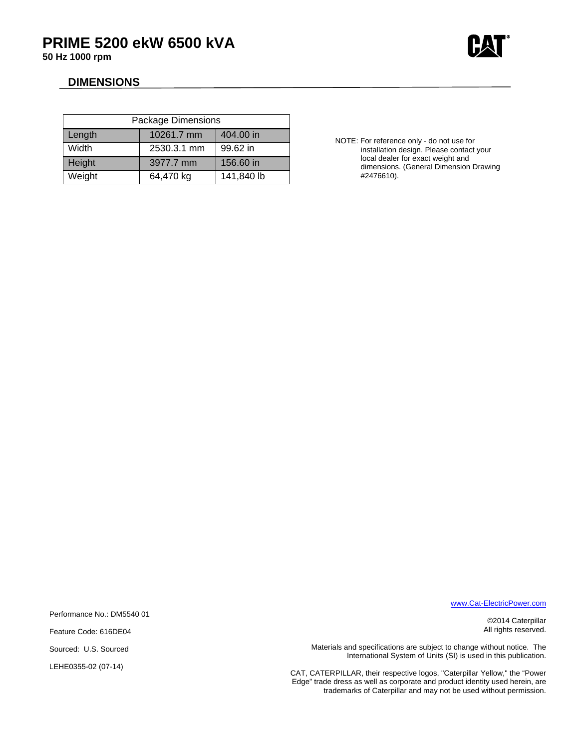# PRIME 5200 ekW 6500 kVA

**50 Hz 1000 rpm**

## DIMENSIONS

| Package Dimensions | | |
|---|---|---|
| Length | 10261.7 mm | 404.00 in |
| Width | 2530.3.1 mm | 99.62 in |
| Height | 3977.7 mm | 156.60 in |
| Weight | 64,470 kg | 141,840 lb |

NOTE: For reference only - do not use for installation design. Please contact your local dealer for exact weight and dimensions. (General Dimension Drawing #2476610).

Performance No.: DM5540 01

Feature Code: 616DE04

Sourced: U.S. Sourced

LEHE0355-02 (07-14)

www.Cat-ElectricPower.com

©2014 Caterpillar
All rights reserved.

Materials and specifications are subject to change without notice. The International System of Units (SI) is used in this publication.

CAT, CATERPILLAR, their respective logos, "Caterpillar Yellow," the "Power Edge" trade dress as well as corporate and product identity used herein, are trademarks of Caterpillar and may not be used without permission.